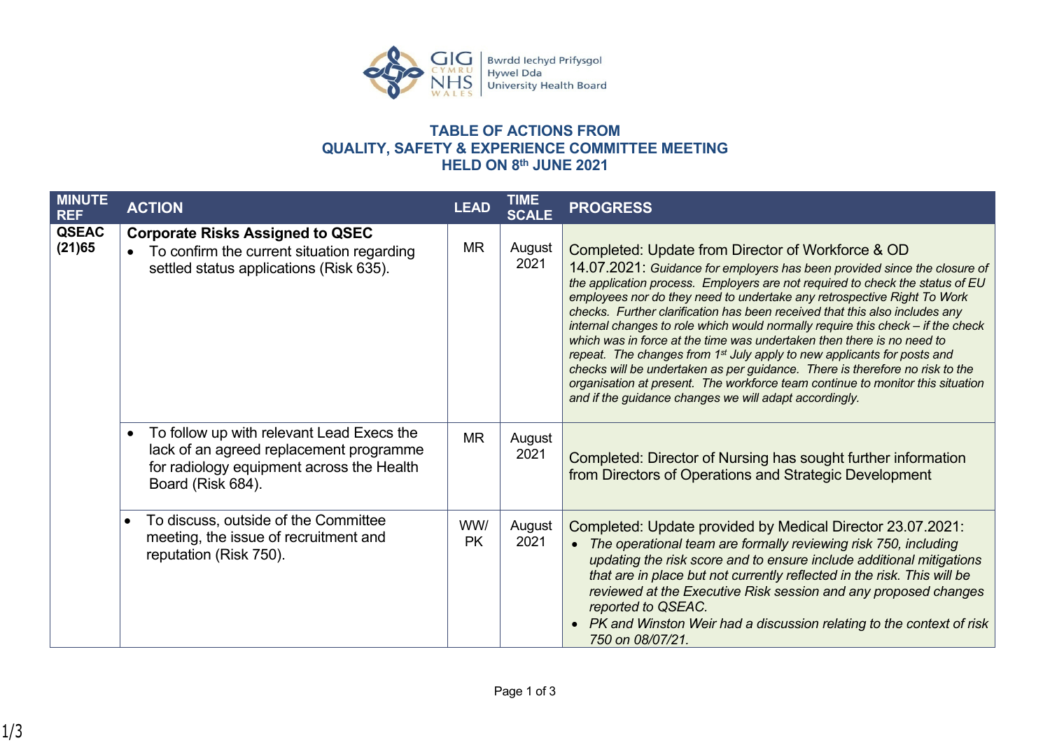# TABLE OF ACTIONS FROM QUALITY, SAFETY & EXPERIENCE COMMITTEE MEETING HELD ON 8th JUNE 2021

| MINUTE REF | ACTION | LEAD | TIME SCALE | PROGRESS |
|---|---|---|---|---|
| QSEAC (21)65 | **Corporate Risks Assigned to QSEC**<br>• To confirm the current situation regarding settled status applications (Risk 635). | MR | August 2021 | Completed: Update from Director of Workforce & OD 14.07.2021: *Guidance for employers has been provided since the closure of the application process. Employers are not required to check the status of EU employees nor do they need to undertake any retrospective Right To Work checks. Further clarification has been received that this also includes any internal changes to role which would normally require this check – if the check which was in force at the time was undertaken then there is no need to repeat. The changes from 1st July apply to new applicants for posts and checks will be undertaken as per guidance. There is therefore no risk to the organisation at present. The workforce team continue to monitor this situation and if the guidance changes we will adapt accordingly.* |
| | • To follow up with relevant Lead Execs the lack of an agreed replacement programme for radiology equipment across the Health Board (Risk 684). | MR | August 2021 | Completed: Director of Nursing has sought further information from Directors of Operations and Strategic Development |
| | • To discuss, outside of the Committee meeting, the issue of recruitment and reputation (Risk 750). | WW/ PK | August 2021 | Completed: Update provided by Medical Director 23.07.2021:<br>• *The operational team are formally reviewing risk 750, including updating the risk score and to ensure include additional mitigations that are in place but not currently reflected in the risk. This will be reviewed at the Executive Risk session and any proposed changes reported to QSEAC.*<br>• *PK and Winston Weir had a discussion relating to the context of risk 750 on 08/07/21.* |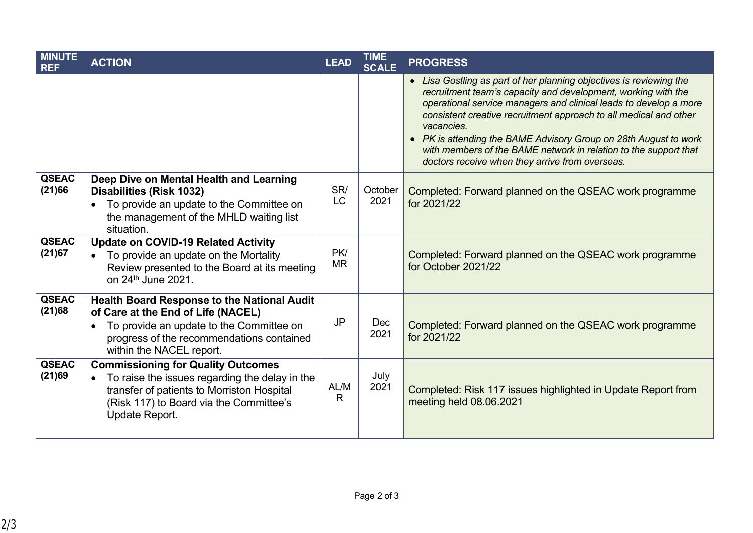| MINUTE REF | ACTION | LEAD | TIME SCALE | PROGRESS |
|---|---|---|---|---|
| | | | | • *Lisa Gostling as part of her planning objectives is reviewing the recruitment team's capacity and development, working with the operational service managers and clinical leads to develop a more consistent creative recruitment approach to all medical and other vacancies.* <br> • *PK is attending the BAME Advisory Group on 28th August to work with members of the BAME network in relation to the support that doctors receive when they arrive from overseas.* |
| **QSEAC (21)66** | **Deep Dive on Mental Health and Learning Disabilities (Risk 1032)** <br> • To provide an update to the Committee on the management of the MHLD waiting list situation. | SR/ LC | October 2021 | Completed: Forward planned on the QSEAC work programme for 2021/22 |
| **QSEAC (21)67** | **Update on COVID-19 Related Activity** <br> • To provide an update on the Mortality Review presented to the Board at its meeting on 24th June 2021. | PK/ MR | | Completed: Forward planned on the QSEAC work programme for October 2021/22 |
| **QSEAC (21)68** | **Health Board Response to the National Audit of Care at the End of Life (NACEL)** <br> • To provide an update to the Committee on progress of the recommendations contained within the NACEL report. | JP | Dec 2021 | Completed: Forward planned on the QSEAC work programme for 2021/22 |
| **QSEAC (21)69** | **Commissioning for Quality Outcomes** <br> • To raise the issues regarding the delay in the transfer of patients to Morriston Hospital (Risk 117) to Board via the Committee's Update Report. | AL/MR | July 2021 | Completed: Risk 117 issues highlighted in Update Report from meeting held 08.06.2021 |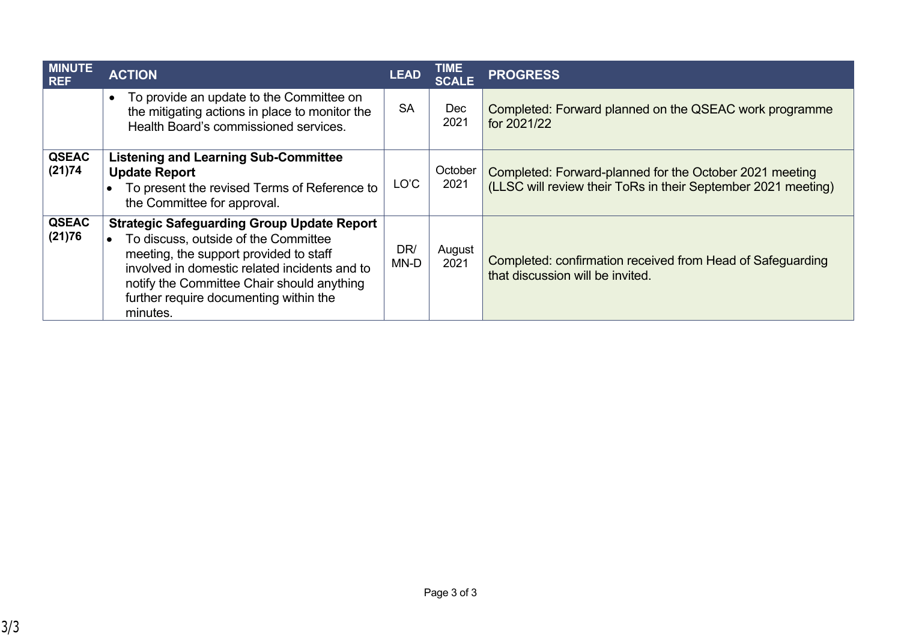| MINUTE REF | ACTION | LEAD | TIME SCALE | PROGRESS |
|---|---|---|---|---|
| | • To provide an update to the Committee on the mitigating actions in place to monitor the Health Board's commissioned services. | SA | Dec 2021 | Completed: Forward planned on the QSEAC work programme for 2021/22 |
| **QSEAC (21)74** | **Listening and Learning Sub-Committee Update Report**<br>• To present the revised Terms of Reference to the Committee for approval. | LO'C | October 2021 | Completed: Forward-planned for the October 2021 meeting (LLSC will review their ToRs in their September 2021 meeting) |
| **QSEAC (21)76** | **Strategic Safeguarding Group Update Report**<br>• To discuss, outside of the Committee meeting, the support provided to staff involved in domestic related incidents and to notify the Committee Chair should anything further require documenting within the minutes. | DR/ MN-D | August 2021 | Completed: confirmation received from Head of Safeguarding that discussion will be invited. |